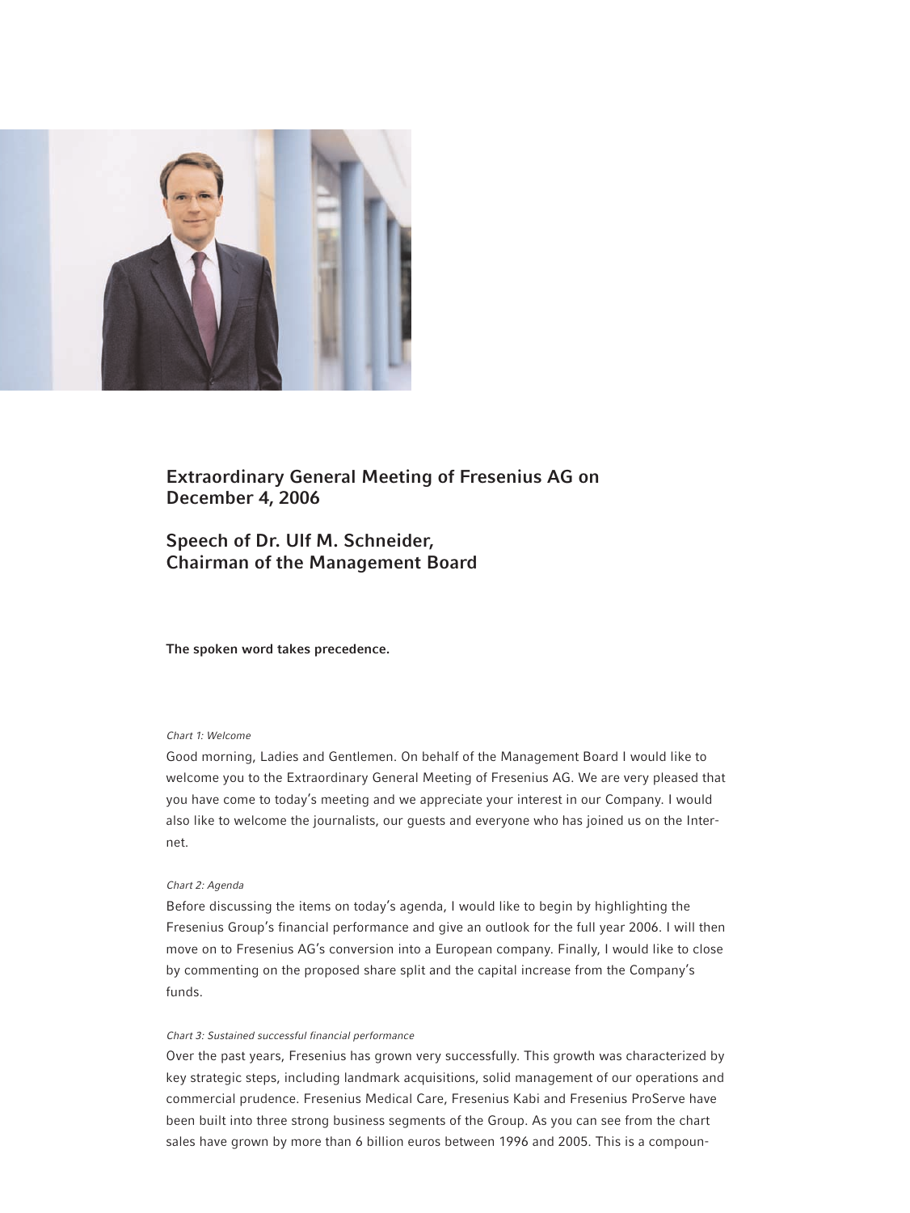# Extraordinary General Meeting of Fresenius AG on December 4, 2006

## Speech of Dr. Ulf M. Schneider, Chairman of the Management Board

**The spoken word takes precedence.**

*Chart 1: Welcome*

Good morning, Ladies and Gentlemen. On behalf of the Management Board I would like to welcome you to the Extraordinary General Meeting of Fresenius AG. We are very pleased that you have come to today's meeting and we appreciate your interest in our Company. I would also like to welcome the journalists, our guests and everyone who has joined us on the Internet.

*Chart 2: Agenda*

Before discussing the items on today's agenda, I would like to begin by highlighting the Fresenius Group's financial performance and give an outlook for the full year 2006. I will then move on to Fresenius AG's conversion into a European company. Finally, I would like to close by commenting on the proposed share split and the capital increase from the Company's funds.

*Chart 3: Sustained successful financial performance*

Over the past years, Fresenius has grown very successfully. This growth was characterized by key strategic steps, including landmark acquisitions, solid management of our operations and commercial prudence. Fresenius Medical Care, Fresenius Kabi and Fresenius ProServe have been built into three strong business segments of the Group. As you can see from the chart sales have grown by more than 6 billion euros between 1996 and 2005. This is a compoun-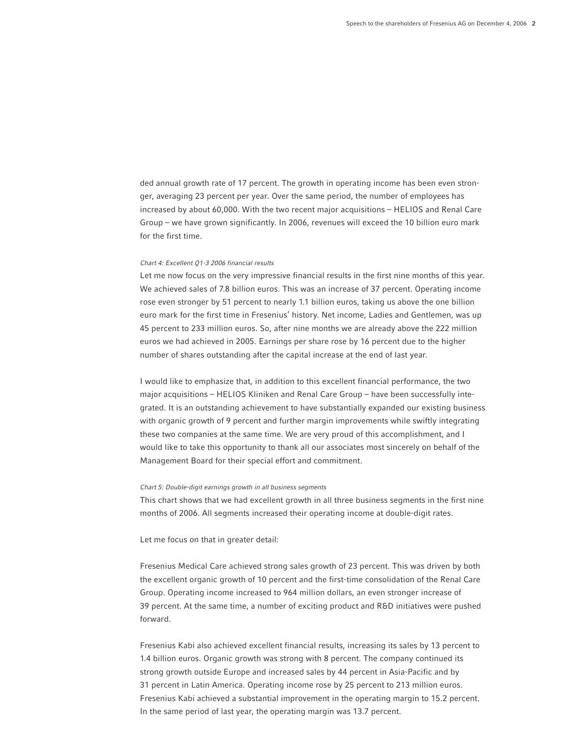ded annual growth rate of 17 percent. The growth in operating income has been even stronger, averaging 23 percent per year. Over the same period, the number of employees has increased by about 60,000. With the two recent major acquisitions – HELIOS and Renal Care Group – we have grown significantly. In 2006, revenues will exceed the 10 billion euro mark for the first time.

*Chart 4: Excellent Q1-3 2006 financial results*

Let me now focus on the very impressive financial results in the first nine months of this year. We achieved sales of 7.8 billion euros. This was an increase of 37 percent. Operating income rose even stronger by 51 percent to nearly 1.1 billion euros, taking us above the one billion euro mark for the first time in Fresenius' history. Net income, Ladies and Gentlemen, was up 45 percent to 233 million euros. So, after nine months we are already above the 222 million euros we had achieved in 2005. Earnings per share rose by 16 percent due to the higher number of shares outstanding after the capital increase at the end of last year.

I would like to emphasize that, in addition to this excellent financial performance, the two major acquisitions – HELIOS Kliniken and Renal Care Group – have been successfully integrated. It is an outstanding achievement to have substantially expanded our existing business with organic growth of 9 percent and further margin improvements while swiftly integrating these two companies at the same time. We are very proud of this accomplishment, and I would like to take this opportunity to thank all our associates most sincerely on behalf of the Management Board for their special effort and commitment.

*Chart 5: Double-digit earnings growth in all business segments*

This chart shows that we had excellent growth in all three business segments in the first nine months of 2006. All segments increased their operating income at double-digit rates.

Let me focus on that in greater detail:

Fresenius Medical Care achieved strong sales growth of 23 percent. This was driven by both the excellent organic growth of 10 percent and the first-time consolidation of the Renal Care Group. Operating income increased to 964 million dollars, an even stronger increase of 39 percent. At the same time, a number of exciting product and R&D initiatives were pushed forward.

Fresenius Kabi also achieved excellent financial results, increasing its sales by 13 percent to 1.4 billion euros. Organic growth was strong with 8 percent. The company continued its strong growth outside Europe and increased sales by 44 percent in Asia-Pacific and by 31 percent in Latin America. Operating income rose by 25 percent to 213 million euros. Fresenius Kabi achieved a substantial improvement in the operating margin to 15.2 percent. In the same period of last year, the operating margin was 13.7 percent.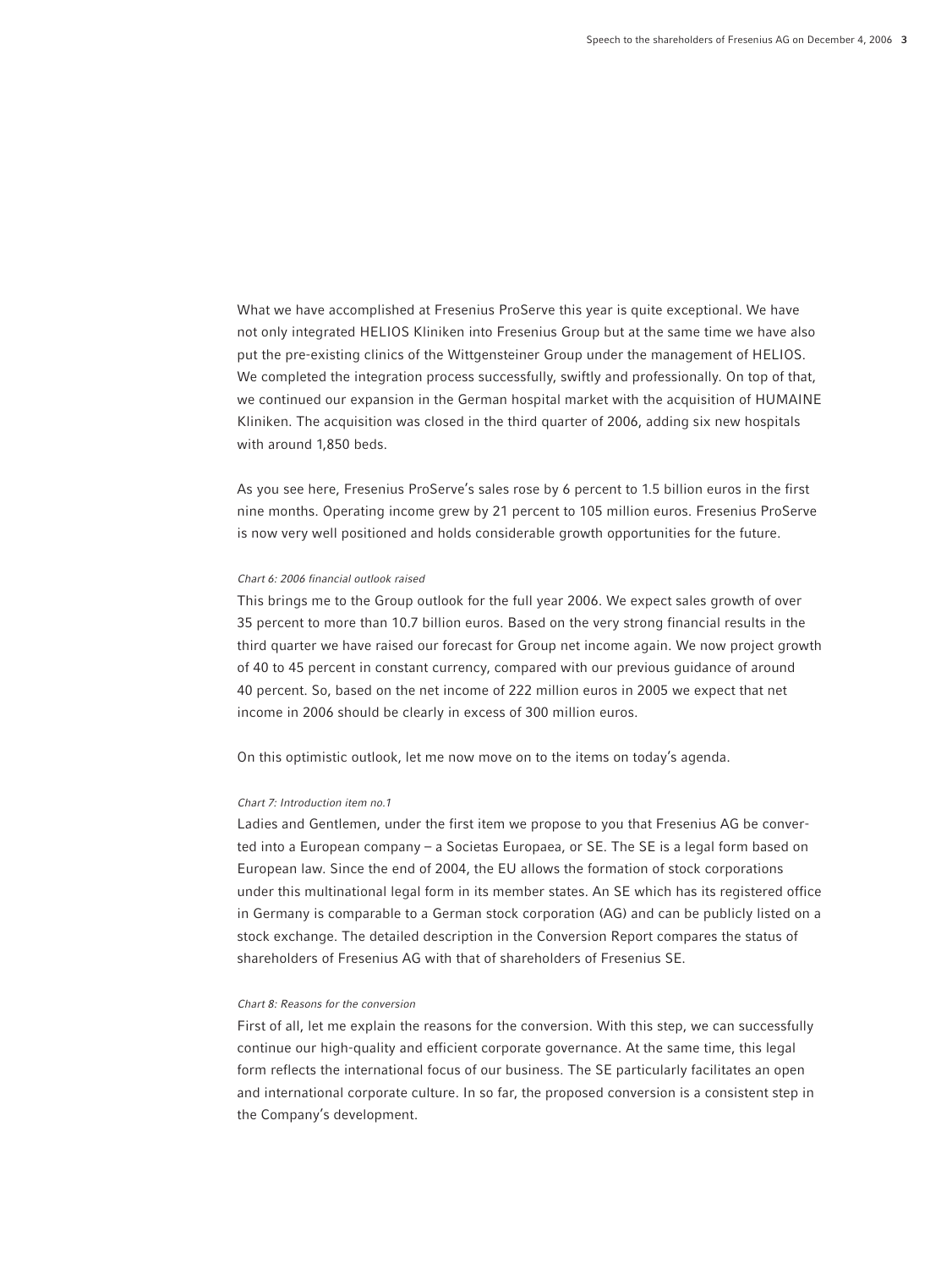What we have accomplished at Fresenius ProServe this year is quite exceptional. We have not only integrated HELIOS Kliniken into Fresenius Group but at the same time we have also put the pre-existing clinics of the Wittgensteiner Group under the management of HELIOS. We completed the integration process successfully, swiftly and professionally. On top of that, we continued our expansion in the German hospital market with the acquisition of HUMAINE Kliniken. The acquisition was closed in the third quarter of 2006, adding six new hospitals with around 1,850 beds.

As you see here, Fresenius ProServe's sales rose by 6 percent to 1.5 billion euros in the first nine months. Operating income grew by 21 percent to 105 million euros. Fresenius ProServe is now very well positioned and holds considerable growth opportunities for the future.

*Chart 6: 2006 financial outlook raised*

This brings me to the Group outlook for the full year 2006. We expect sales growth of over 35 percent to more than 10.7 billion euros. Based on the very strong financial results in the third quarter we have raised our forecast for Group net income again. We now project growth of 40 to 45 percent in constant currency, compared with our previous guidance of around 40 percent. So, based on the net income of 222 million euros in 2005 we expect that net income in 2006 should be clearly in excess of 300 million euros.

On this optimistic outlook, let me now move on to the items on today's agenda.

*Chart 7: Introduction item no.1*

Ladies and Gentlemen, under the first item we propose to you that Fresenius AG be converted into a European company – a Societas Europaea, or SE. The SE is a legal form based on European law. Since the end of 2004, the EU allows the formation of stock corporations under this multinational legal form in its member states. An SE which has its registered office in Germany is comparable to a German stock corporation (AG) and can be publicly listed on a stock exchange. The detailed description in the Conversion Report compares the status of shareholders of Fresenius AG with that of shareholders of Fresenius SE.

*Chart 8: Reasons for the conversion*

First of all, let me explain the reasons for the conversion. With this step, we can successfully continue our high-quality and efficient corporate governance. At the same time, this legal form reflects the international focus of our business. The SE particularly facilitates an open and international corporate culture. In so far, the proposed conversion is a consistent step in the Company's development.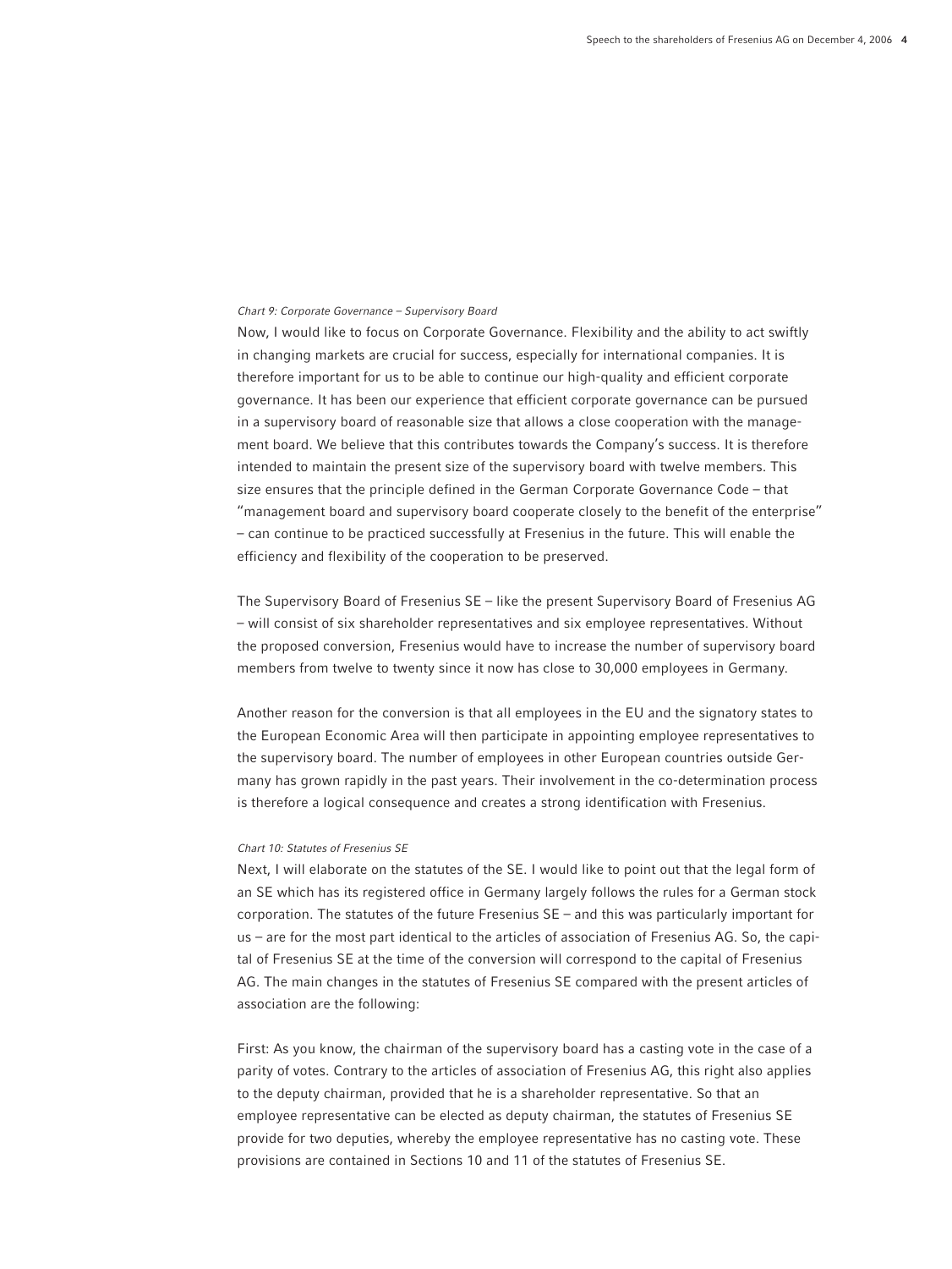*Chart 9: Corporate Governance – Supervisory Board*

Now, I would like to focus on Corporate Governance. Flexibility and the ability to act swiftly in changing markets are crucial for success, especially for international companies. It is therefore important for us to be able to continue our high-quality and efficient corporate governance. It has been our experience that efficient corporate governance can be pursued in a supervisory board of reasonable size that allows a close cooperation with the management board. We believe that this contributes towards the Company's success. It is therefore intended to maintain the present size of the supervisory board with twelve members. This size ensures that the principle defined in the German Corporate Governance Code – that "management board and supervisory board cooperate closely to the benefit of the enterprise" – can continue to be practiced successfully at Fresenius in the future. This will enable the efficiency and flexibility of the cooperation to be preserved.

The Supervisory Board of Fresenius SE – like the present Supervisory Board of Fresenius AG – will consist of six shareholder representatives and six employee representatives. Without the proposed conversion, Fresenius would have to increase the number of supervisory board members from twelve to twenty since it now has close to 30,000 employees in Germany.

Another reason for the conversion is that all employees in the EU and the signatory states to the European Economic Area will then participate in appointing employee representatives to the supervisory board. The number of employees in other European countries outside Germany has grown rapidly in the past years. Their involvement in the co-determination process is therefore a logical consequence and creates a strong identification with Fresenius.

*Chart 10: Statutes of Fresenius SE*

Next, I will elaborate on the statutes of the SE. I would like to point out that the legal form of an SE which has its registered office in Germany largely follows the rules for a German stock corporation. The statutes of the future Fresenius SE – and this was particularly important for us – are for the most part identical to the articles of association of Fresenius AG. So, the capital of Fresenius SE at the time of the conversion will correspond to the capital of Fresenius AG. The main changes in the statutes of Fresenius SE compared with the present articles of association are the following:

First: As you know, the chairman of the supervisory board has a casting vote in the case of a parity of votes. Contrary to the articles of association of Fresenius AG, this right also applies to the deputy chairman, provided that he is a shareholder representative. So that an employee representative can be elected as deputy chairman, the statutes of Fresenius SE provide for two deputies, whereby the employee representative has no casting vote. These provisions are contained in Sections 10 and 11 of the statutes of Fresenius SE.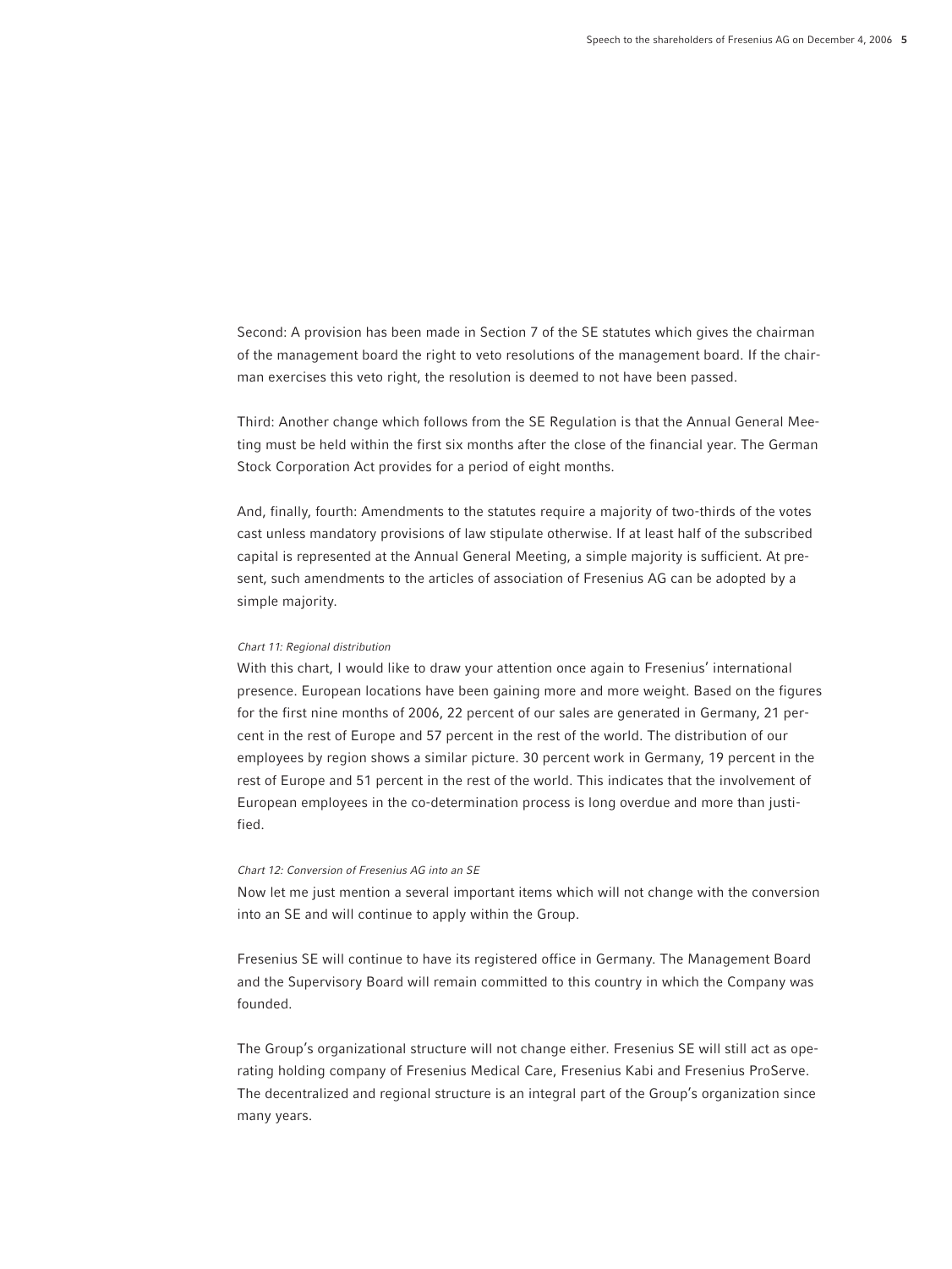Second: A provision has been made in Section 7 of the SE statutes which gives the chairman of the management board the right to veto resolutions of the management board. If the chairman exercises this veto right, the resolution is deemed to not have been passed.

Third: Another change which follows from the SE Regulation is that the Annual General Meeting must be held within the first six months after the close of the financial year. The German Stock Corporation Act provides for a period of eight months.

And, finally, fourth: Amendments to the statutes require a majority of two-thirds of the votes cast unless mandatory provisions of law stipulate otherwise. If at least half of the subscribed capital is represented at the Annual General Meeting, a simple majority is sufficient. At present, such amendments to the articles of association of Fresenius AG can be adopted by a simple majority.

*Chart 11: Regional distribution*

With this chart, I would like to draw your attention once again to Fresenius' international presence. European locations have been gaining more and more weight. Based on the figures for the first nine months of 2006, 22 percent of our sales are generated in Germany, 21 percent in the rest of Europe and 57 percent in the rest of the world. The distribution of our employees by region shows a similar picture. 30 percent work in Germany, 19 percent in the rest of Europe and 51 percent in the rest of the world. This indicates that the involvement of European employees in the co-determination process is long overdue and more than justified.

*Chart 12: Conversion of Fresenius AG into an SE*

Now let me just mention a several important items which will not change with the conversion into an SE and will continue to apply within the Group.

Fresenius SE will continue to have its registered office in Germany. The Management Board and the Supervisory Board will remain committed to this country in which the Company was founded.

The Group's organizational structure will not change either. Fresenius SE will still act as operating holding company of Fresenius Medical Care, Fresenius Kabi and Fresenius ProServe. The decentralized and regional structure is an integral part of the Group's organization since many years.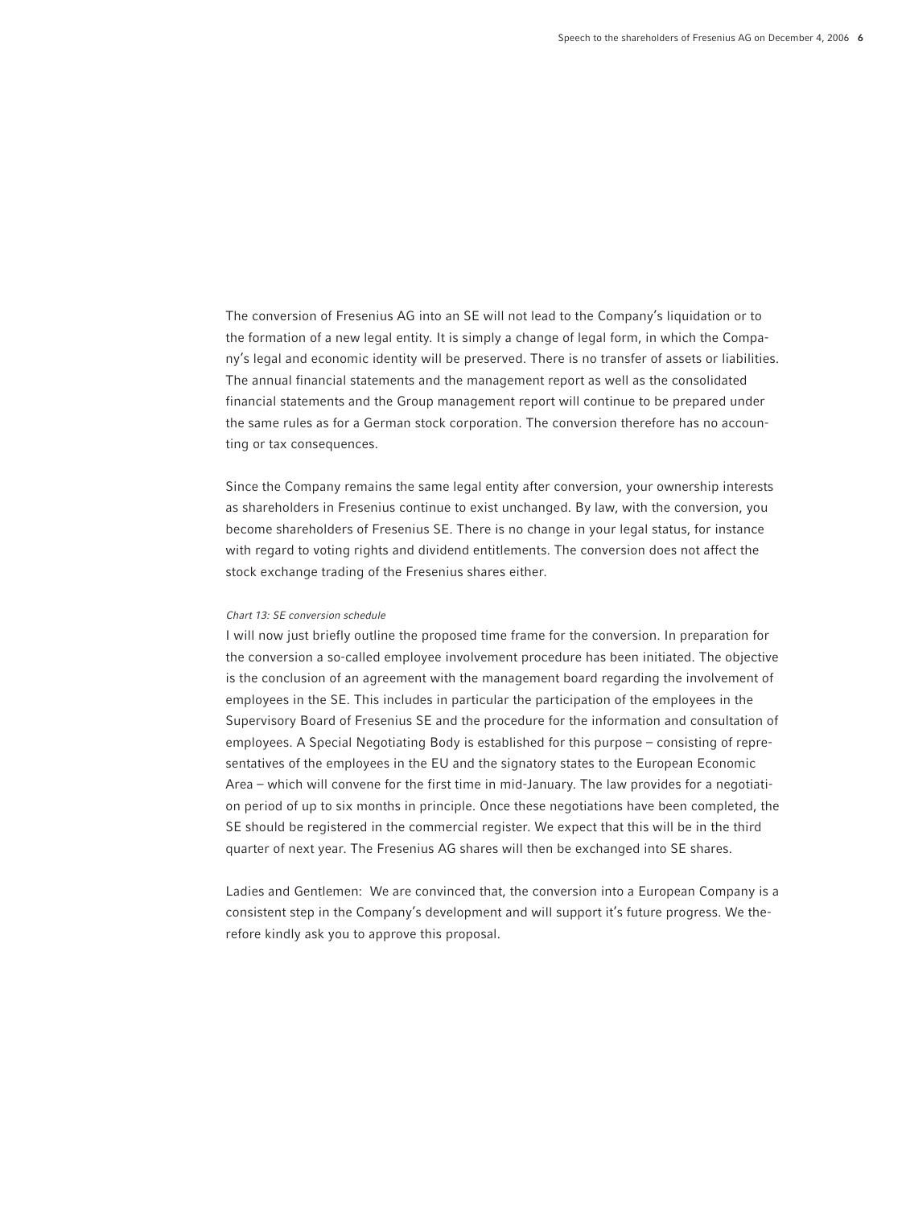The conversion of Fresenius AG into an SE will not lead to the Company's liquidation or to the formation of a new legal entity. It is simply a change of legal form, in which the Company's legal and economic identity will be preserved. There is no transfer of assets or liabilities. The annual financial statements and the management report as well as the consolidated financial statements and the Group management report will continue to be prepared under the same rules as for a German stock corporation. The conversion therefore has no accounting or tax consequences.

Since the Company remains the same legal entity after conversion, your ownership interests as shareholders in Fresenius continue to exist unchanged. By law, with the conversion, you become shareholders of Fresenius SE. There is no change in your legal status, for instance with regard to voting rights and dividend entitlements. The conversion does not affect the stock exchange trading of the Fresenius shares either.

*Chart 13: SE conversion schedule*

I will now just briefly outline the proposed time frame for the conversion. In preparation for the conversion a so-called employee involvement procedure has been initiated. The objective is the conclusion of an agreement with the management board regarding the involvement of employees in the SE. This includes in particular the participation of the employees in the Supervisory Board of Fresenius SE and the procedure for the information and consultation of employees. A Special Negotiating Body is established for this purpose – consisting of representatives of the employees in the EU and the signatory states to the European Economic Area – which will convene for the first time in mid-January. The law provides for a negotiation period of up to six months in principle. Once these negotiations have been completed, the SE should be registered in the commercial register. We expect that this will be in the third quarter of next year. The Fresenius AG shares will then be exchanged into SE shares.

Ladies and Gentlemen: We are convinced that, the conversion into a European Company is a consistent step in the Company's development and will support it's future progress. We therefore kindly ask you to approve this proposal.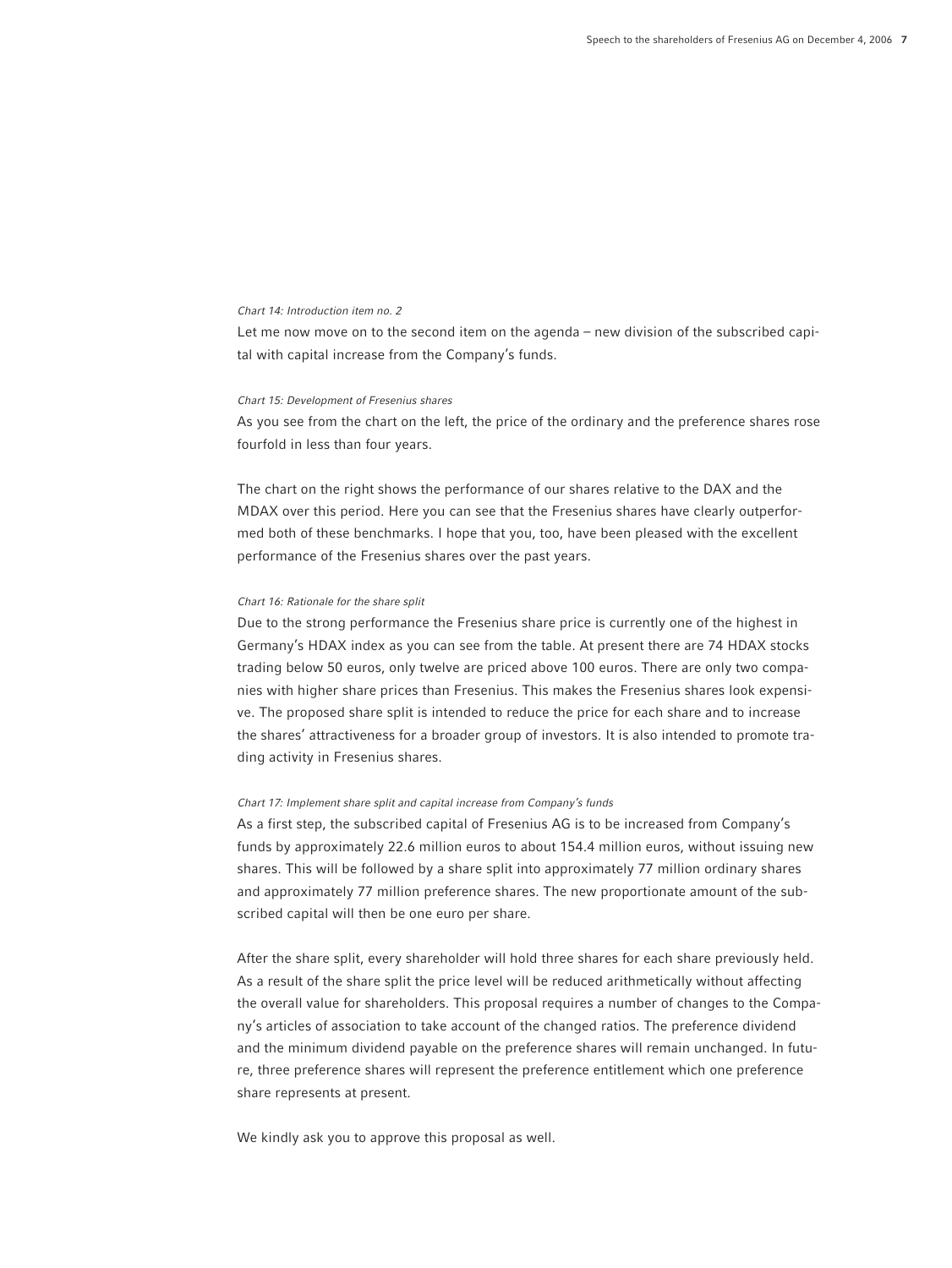*Chart 14: Introduction item no. 2*

Let me now move on to the second item on the agenda – new division of the subscribed capital with capital increase from the Company's funds.

*Chart 15: Development of Fresenius shares*

As you see from the chart on the left, the price of the ordinary and the preference shares rose fourfold in less than four years.

The chart on the right shows the performance of our shares relative to the DAX and the MDAX over this period. Here you can see that the Fresenius shares have clearly outperformed both of these benchmarks. I hope that you, too, have been pleased with the excellent performance of the Fresenius shares over the past years.

*Chart 16: Rationale for the share split*

Due to the strong performance the Fresenius share price is currently one of the highest in Germany's HDAX index as you can see from the table. At present there are 74 HDAX stocks trading below 50 euros, only twelve are priced above 100 euros. There are only two companies with higher share prices than Fresenius. This makes the Fresenius shares look expensive. The proposed share split is intended to reduce the price for each share and to increase the shares' attractiveness for a broader group of investors. It is also intended to promote trading activity in Fresenius shares.

*Chart 17: Implement share split and capital increase from Company's funds*

As a first step, the subscribed capital of Fresenius AG is to be increased from Company's funds by approximately 22.6 million euros to about 154.4 million euros, without issuing new shares. This will be followed by a share split into approximately 77 million ordinary shares and approximately 77 million preference shares. The new proportionate amount of the subscribed capital will then be one euro per share.

After the share split, every shareholder will hold three shares for each share previously held. As a result of the share split the price level will be reduced arithmetically without affecting the overall value for shareholders. This proposal requires a number of changes to the Company's articles of association to take account of the changed ratios. The preference dividend and the minimum dividend payable on the preference shares will remain unchanged. In future, three preference shares will represent the preference entitlement which one preference share represents at present.

We kindly ask you to approve this proposal as well.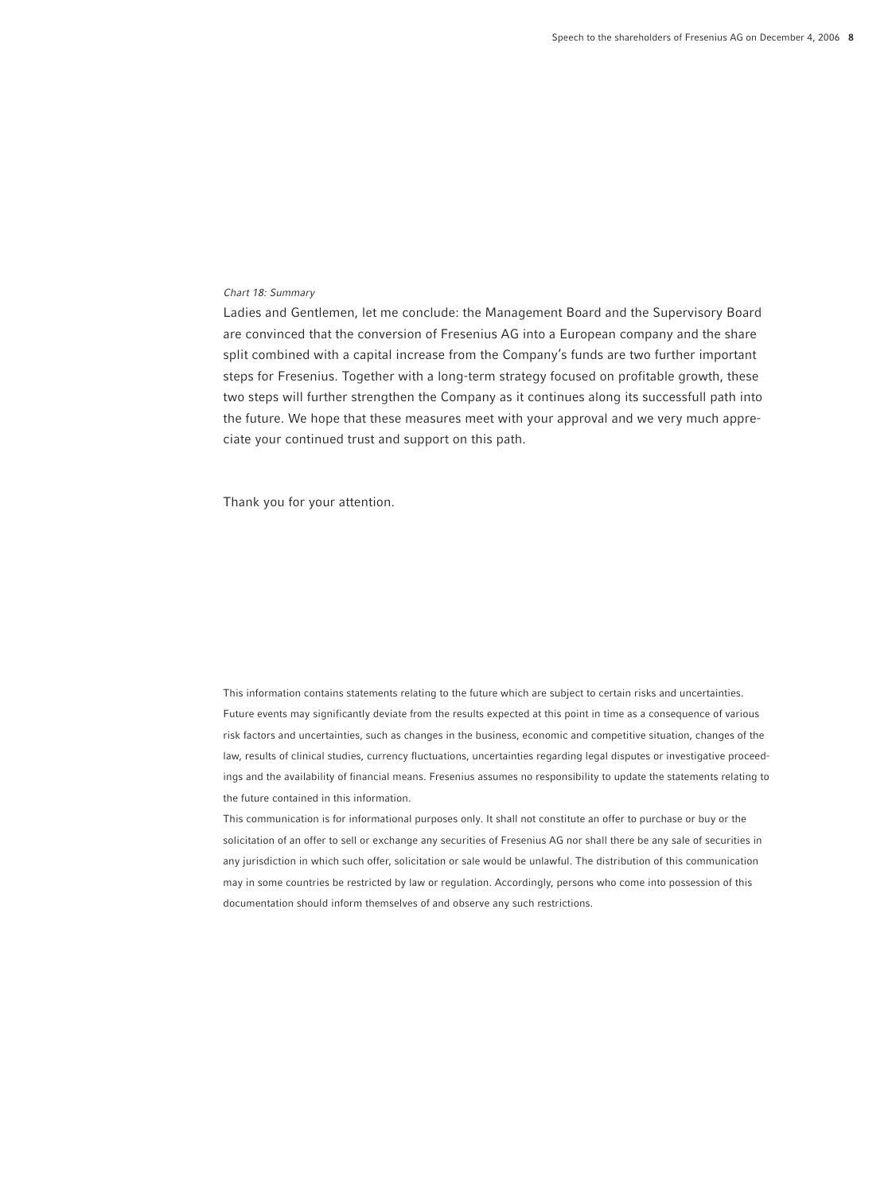*Chart 18: Summary*

Ladies and Gentlemen, let me conclude: the Management Board and the Supervisory Board are convinced that the conversion of Fresenius AG into a European company and the share split combined with a capital increase from the Company's funds are two further important steps for Fresenius. Together with a long-term strategy focused on profitable growth, these two steps will further strengthen the Company as it continues along its successfull path into the future. We hope that these measures meet with your approval and we very much appreciate your continued trust and support on this path.

Thank you for your attention.

This information contains statements relating to the future which are subject to certain risks and uncertainties. Future events may significantly deviate from the results expected at this point in time as a consequence of various risk factors and uncertainties, such as changes in the business, economic and competitive situation, changes of the law, results of clinical studies, currency fluctuations, uncertainties regarding legal disputes or investigative proceedings and the availability of financial means. Fresenius assumes no responsibility to update the statements relating to the future contained in this information.

This communication is for informational purposes only. It shall not constitute an offer to purchase or buy or the solicitation of an offer to sell or exchange any securities of Fresenius AG nor shall there be any sale of securities in any jurisdiction in which such offer, solicitation or sale would be unlawful. The distribution of this communication may in some countries be restricted by law or regulation. Accordingly, persons who come into possession of this documentation should inform themselves of and observe any such restrictions.